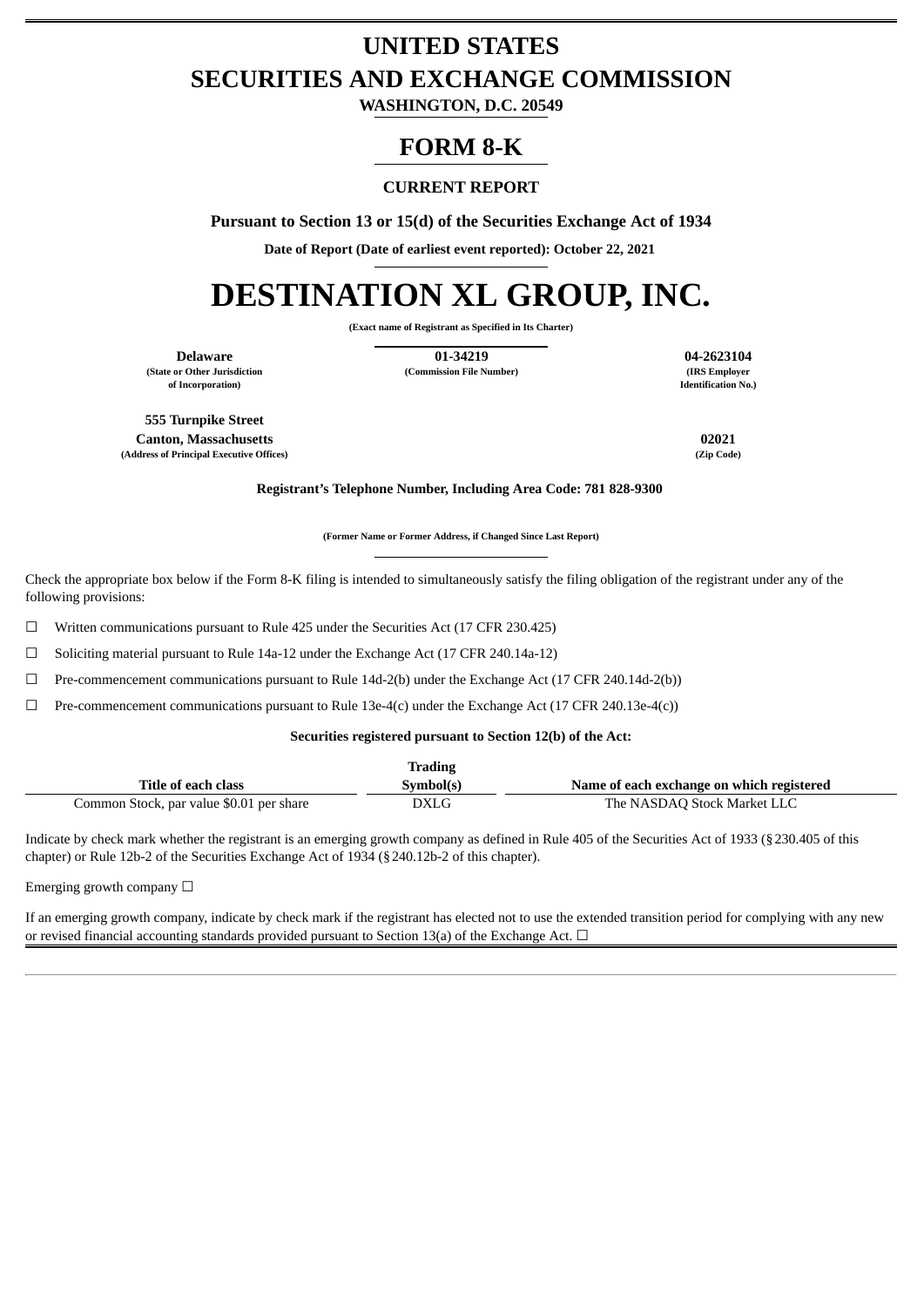# UNITED STATES
# SECURITIES AND EXCHANGE COMMISSION

**WASHINGTON, D.C. 20549**

## FORM 8-K

**CURRENT REPORT**

**Pursuant to Section 13 or 15(d) of the Securities Exchange Act of 1934**

**Date of Report (Date of earliest event reported): October 22, 2021**

# DESTINATION XL GROUP, INC.

**(Exact name of Registrant as Specified in Its Charter)**

| **Delaware** | **01-34219** | **04-2623104** |
|---|---|---|
| **(State or Other Jurisdiction of Incorporation)** | **(Commission File Number)** | **(IRS Employer Identification No.)** |

| **555 Turnpike Street Canton, Massachusetts** | **02021** |
|---|---|
| **(Address of Principal Executive Offices)** | **(Zip Code)** |

**Registrant's Telephone Number, Including Area Code: 781 828-9300**

**(Former Name or Former Address, if Changed Since Last Report)**

Check the appropriate box below if the Form 8-K filing is intended to simultaneously satisfy the filing obligation of the registrant under any of the following provisions:

☐ Written communications pursuant to Rule 425 under the Securities Act (17 CFR 230.425)

☐ Soliciting material pursuant to Rule 14a-12 under the Exchange Act (17 CFR 240.14a-12)

☐ Pre-commencement communications pursuant to Rule 14d-2(b) under the Exchange Act (17 CFR 240.14d-2(b))

☐ Pre-commencement communications pursuant to Rule 13e-4(c) under the Exchange Act (17 CFR 240.13e-4(c))

**Securities registered pursuant to Section 12(b) of the Act:**

| Title of each class | Trading Symbol(s) | Name of each exchange on which registered |
|---|---|---|
| Common Stock, par value $0.01 per share | DXLG | The NASDAQ Stock Market LLC |

Indicate by check mark whether the registrant is an emerging growth company as defined in Rule 405 of the Securities Act of 1933 (§230.405 of this chapter) or Rule 12b-2 of the Securities Exchange Act of 1934 (§240.12b-2 of this chapter).

Emerging growth company ☐

If an emerging growth company, indicate by check mark if the registrant has elected not to use the extended transition period for complying with any new or revised financial accounting standards provided pursuant to Section 13(a) of the Exchange Act. ☐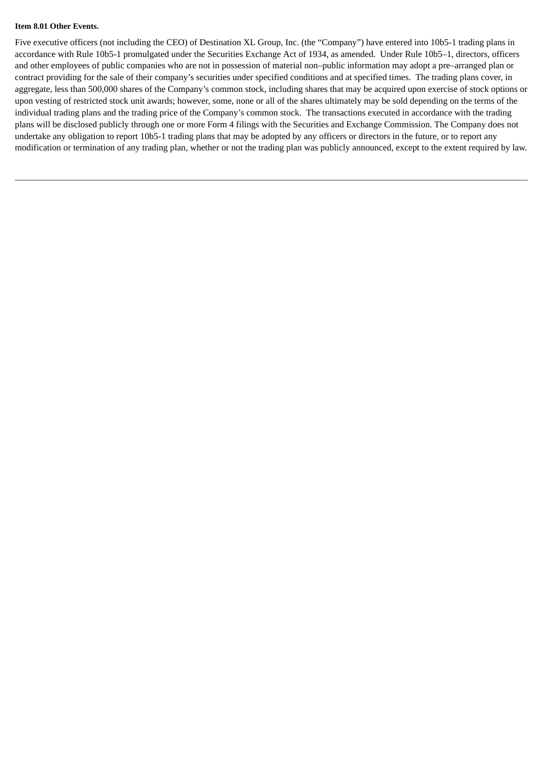**Item 8.01 Other Events.**

Five executive officers (not including the CEO) of Destination XL Group, Inc. (the "Company") have entered into 10b5-1 trading plans in accordance with Rule 10b5-1 promulgated under the Securities Exchange Act of 1934, as amended.  Under Rule 10b5–1, directors, officers and other employees of public companies who are not in possession of material non–public information may adopt a pre–arranged plan or contract providing for the sale of their company's securities under specified conditions and at specified times.  The trading plans cover, in aggregate, less than 500,000 shares of the Company's common stock, including shares that may be acquired upon exercise of stock options or upon vesting of restricted stock unit awards; however, some, none or all of the shares ultimately may be sold depending on the terms of the individual trading plans and the trading price of the Company's common stock.  The transactions executed in accordance with the trading plans will be disclosed publicly through one or more Form 4 filings with the Securities and Exchange Commission. The Company does not undertake any obligation to report 10b5-1 trading plans that may be adopted by any officers or directors in the future, or to report any modification or termination of any trading plan, whether or not the trading plan was publicly announced, except to the extent required by law.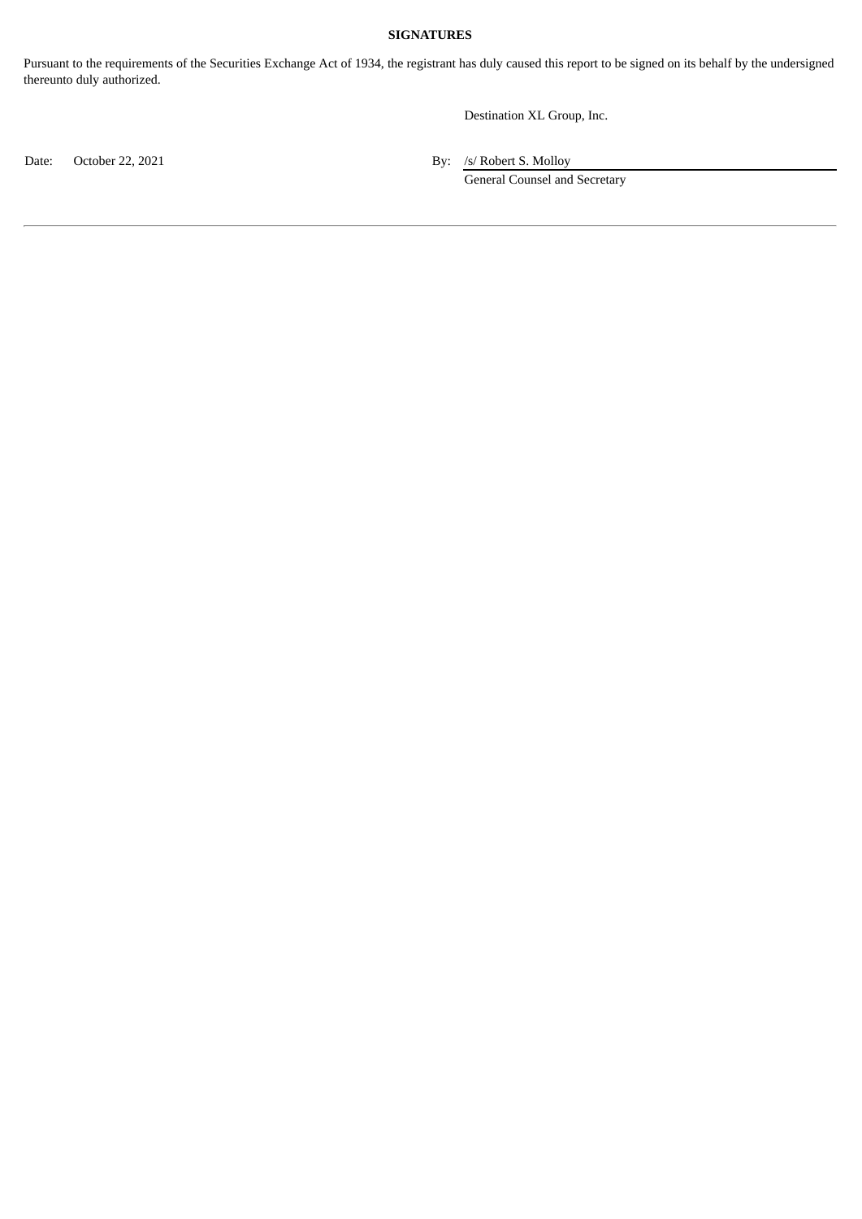**SIGNATURES**

Pursuant to the requirements of the Securities Exchange Act of 1934, the registrant has duly caused this report to be signed on its behalf by the undersigned thereunto duly authorized.

Destination XL Group, Inc.

Date: October 22, 2021

By: /s/ Robert S. Molloy

General Counsel and Secretary